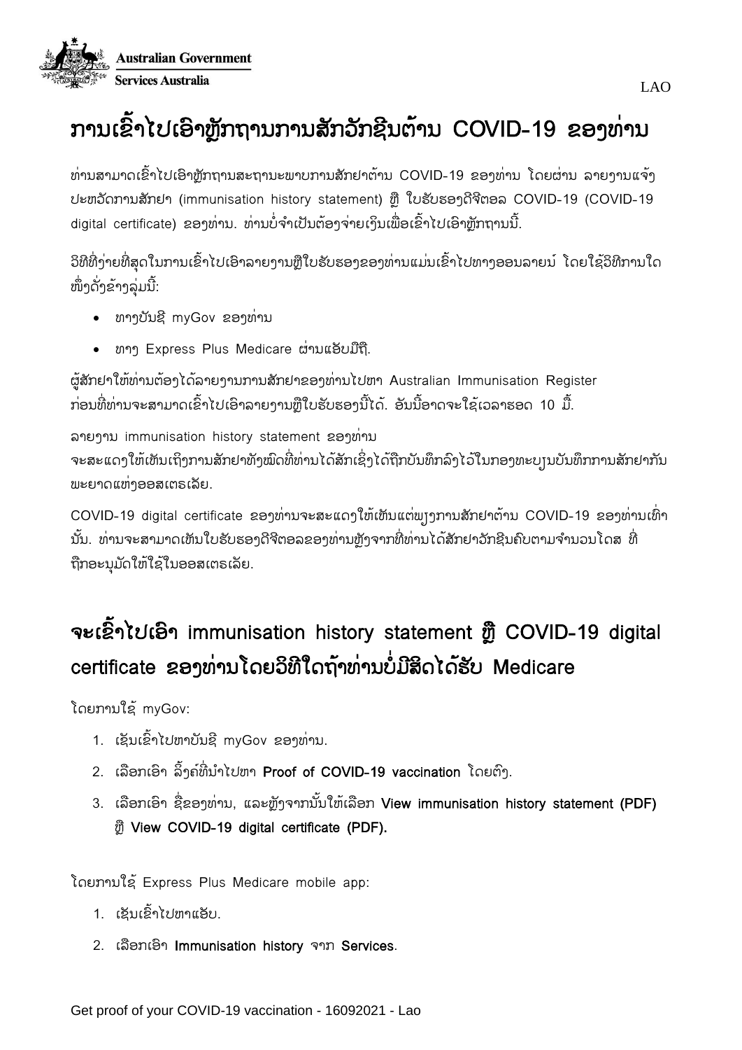# ການເຂົ້າໄປເອົາຫຼັກຖານການສັກວັກຊີນຕ້ານ COVID-19 ຂອງທ່ານ

ທ່ານສາມາດເຂົ້າໄປເອົາຫຼັກຖານສະຖານະພາບການສັກຢາຕ້ານ COVID-19 ຂອງທ່ານ ໂດຍຜ່ານ ລາຍງານແຈ້ງປະຫວັດການສັກຢາ (immunisation history statement) ຫຼື ໃບຮັບຮອງດິຈິຕອລ COVID-19 (COVID-19 digital certificate) ຂອງທ່ານ. ທ່ານບໍ່ຈຳເປັນຕ້ອງຈ່າຍເງິນເພື່ອເຂົ້າໄປເອົາຫຼັກຖານນີ້.

ວິທີທີ່ງ່າຍທີ່ສຸດໃນການເຂົ້າໄປເອົາລາຍງານຫຼືໃບຮັບຮອງຂອງທ່ານແມ່ນເຂົ້າໄປທາງອອນລາຍນ໌ ໂດຍໃຊ້ວິທີການໃດໜຶ່ງດັ່ງຂ້າງລຸ່ມນີ້:

- ທາງບັນຊີ myGov ຂອງທ່ານ
- ທາງ Express Plus Medicare ຜ່ານແອັບມືຖື.

ຜູ້ສັກຢາໃຫ້ທ່ານຕ້ອງໄດ້ລາຍງານການສັກຢາຂອງທ່ານໄປຫາ Australian Immunisation Register ກ່ອນທີ່ທ່ານຈະສາມາດເຂົ້າໄປເອົາລາຍງານຫຼືໃບຮັບຮອງນີ້ໄດ້. ອັນນີ້ອາດຈະໃຊ້ເວລາຮອດ 10 ມື້.

ລາຍງານ immunisation history statement ຂອງທ່ານ ຈະສະແດງໃຫ້ເຫັນເຖິງການສັກຢາທັງໝົດທີ່ທ່ານໄດ້ສັກເຊິ່ງໄດ້ຖືກບັນທຶກລົງໄວ້ໃນກອງທະບຽນບັນທຶກການສັກຢາກັນພະຍາດແຫ່ງອອສເຕຣເລັຍ.

COVID-19 digital certificate ຂອງທ່ານຈະສະແດງໃຫ້ເຫັນແຕ່ພຽງການສັກຢາຕ້ານ COVID-19 ຂອງທ່ານເທົ່ານັ້ນ. ທ່ານຈະສາມາດເຫັນໃບຮັບຮອງດິຈິຕອລຂອງທ່ານຫຼັງຈາກທີ່ທ່ານໄດ້ສັກຢາວັກຊີນຄົບຕາມຈຳນວນໂດສ ທີ່ຖືກອະນຸມັດໃຫ້ໃຊ້ໃນອອສເຕຣເລັຍ.

## ຈະເຂົ້າໄປເອົາ immunisation history statement ຫຼື COVID-19 digital certificate ຂອງທ່ານໂດຍວິທີໃດຖ້າທ່ານບໍ່ມີສິດໄດ້ຮັບ Medicare

ໂດຍການໃຊ້ myGov:

1. ເຊັນເຂົ້າໄປຫາບັນຊີ myGov ຂອງທ່ານ.
2. ເລືອກເອົາ ລິ້ງຄ໌ທີ່ນຳໄປຫາ **Proof of COVID-19 vaccination** ໂດຍຕົງ.
3. ເລືອກເອົາ ຊື່ຂອງທ່ານ, ແລະຫຼັງຈາກນັ້ນໃຫ້ເລືອກ **View immunisation history statement (PDF)** ຫຼື **View COVID-19 digital certificate (PDF).**

ໂດຍການໃຊ້ Express Plus Medicare mobile app:

1. ເຊັນເຂົ້າໄປຫາແອັບ.
2. ເລືອກເອົາ **Immunisation history** ຈາກ **Services**.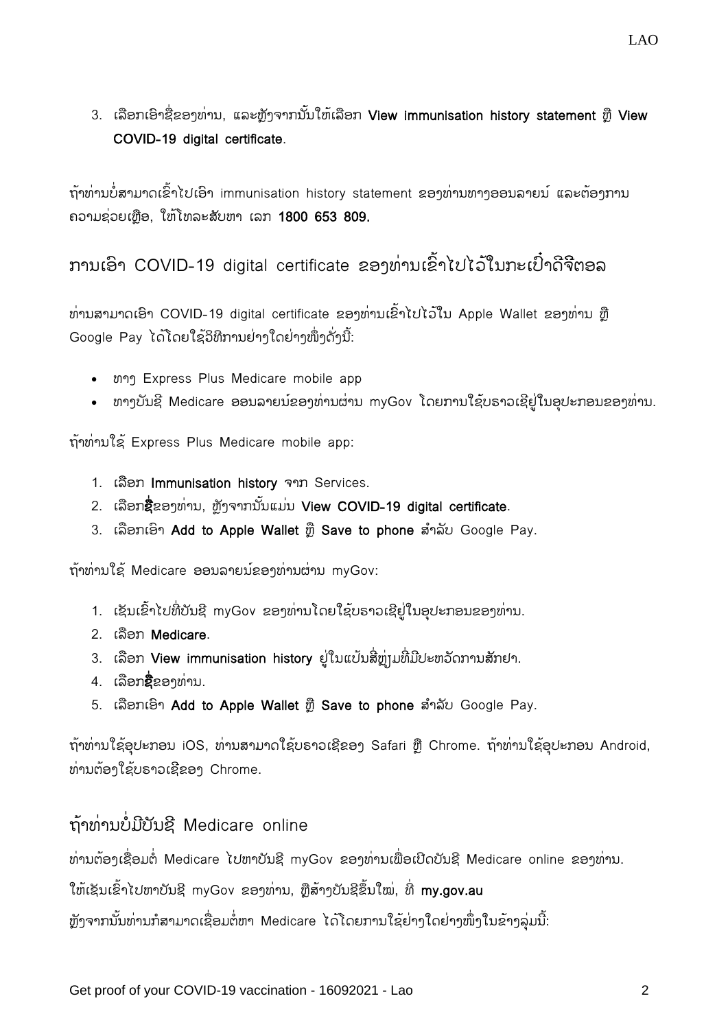3. ເລືອກເອົາຊື່ຂອງທ່ານ, ແລະຫຼັງຈາກນັ້ນໃຫ້ເລືອກ **View immunisation history statement** ຫຼື **View COVID-19 digital certificate**.

ຖ້າທ່ານບໍ່ສາມາດເຂົ້າໄປເອົາ immunisation history statement ຂອງທ່ານທາງອອນລາຍນ໌ ແລະຕ້ອງການຄວາມຊ່ວຍເຫຼືອ, ໃຫ້ໂທລະສັບຫາ ເລກ **1800 653 809.**

## ການເອົາ COVID-19 digital certificate ຂອງທ່ານເຂົ້າໄປໄວ້ໃນກະເປົ໋າດິຈິຕອລ

ທ່ານສາມາດເອົາ COVID-19 digital certificate ຂອງທ່ານເຂົ້າໄປໄວ້ໃນ Apple Wallet ຂອງທ່ານ ຫຼື Google Pay ໄດ້ໂດຍໃຊ້ວິທີການຢ່າງໃດຢ່າງໜຶ່ງດັ່ງນີ້:

- ທາງ Express Plus Medicare mobile app
- ທາງບັນຊີ Medicare ອອນລາຍນ໌ຂອງທ່ານຜ່ານ myGov ໂດຍການໃຊ້ບຣາວເຊີຢູ່ໃນອຸປະກອນຂອງທ່ານ.

ຖ້າທ່ານໃຊ້ Express Plus Medicare mobile app:

1. ເລືອກ **Immunisation history** ຈາກ Services.
2. ເລືອກ**ຊື່**ຂອງທ່ານ, ຫຼັງຈາກນັ້ນແມ່ນ **View COVID-19 digital certificate**.
3. ເລືອກເອົາ **Add to Apple Wallet** ຫຼື **Save to phone** ສຳລັບ Google Pay.

ຖ້າທ່ານໃຊ້ Medicare ອອນລາຍນ໌ຂອງທ່ານຜ່ານ myGov:

1. ເຂັນເຂົ້າໄປທີ່ບັນຊີ myGov ຂອງທ່ານໂດຍໃຊ້ບຣາວເຊີຢູ່ໃນອຸປະກອນຂອງທ່ານ.
2. ເລືອກ **Medicare**.
3. ເລືອກ **View immunisation history** ຢູ່ໃນແປັນສີ່ຫຼ່ຽມທີ່ມີປະຫວັດການສັກຢາ.
4. ເລືອກ**ຊື່**ຂອງທ່ານ.
5. ເລືອກເອົາ **Add to Apple Wallet** ຫຼື **Save to phone** ສຳລັບ Google Pay.

ຖ້າທ່ານໃຊ້ອຸປະກອນ iOS, ທ່ານສາມາດໃຊ້ບຣາວເຊີຂອງ Safari ຫຼື Chrome. ຖ້າທ່ານໃຊ້ອຸປະກອນ Android, ທ່ານຕ້ອງໃຊ້ບຣາວເຊີຂອງ Chrome.

## ຖ້າທ່ານບໍ່ມີບັນຊີ Medicare online

ທ່ານຕ້ອງເຊື່ອມຕໍ່ Medicare ໄປຫາບັນຊີ myGov ຂອງທ່ານເພື່ອເປີດບັນຊີ Medicare online ຂອງທ່ານ.

ໃຫ້ເຂັນເຂົ້າໄປຫາບັນຊີ myGov ຂອງທ່ານ, ຫຼືສ້າງບັນຊີຂຶ້ນໃໝ່, ທີ່ **my.gov.au**

ຫຼັງຈາກນັ້ນທ່ານກໍສາມາດເຊື່ອມຕໍ່ຫາ Medicare ໄດ້ໂດຍການໃຊ້ຢ່າງໃດຢ່າງໜຶ່ງໃນຂ້າງລຸ່ມນີ້: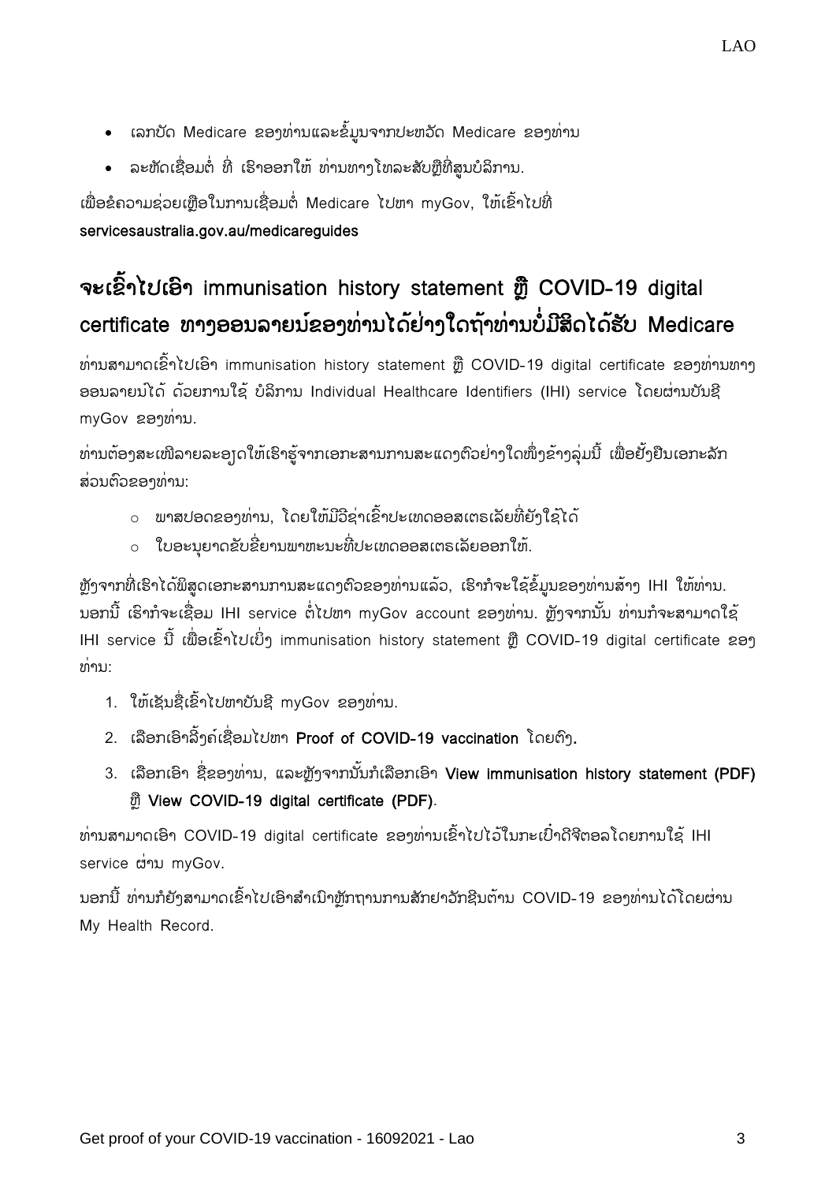- ເລກບັດ Medicare ຂອງທ່ານແລະຂໍ້ມູນຈາກປະຫວັດ Medicare ຂອງທ່ານ
- ລະຫັດເຊື່ອມຕໍ່ ທີ່ ເຮົາອອກໃຫ້ ທ່ານທາງໂທລະສັບຫຼືທີ່ສູນບໍລິການ.

ເພື່ອຂໍຄວາມຊ່ວຍເຫຼືອໃນການເຊື່ອມຕໍ່ Medicare ໄປຫາ myGov, ໃຫ້ເຂົ້າໄປທີ່ **servicesaustralia.gov.au/medicareguides**

## ຈະເຂົ້າໄປເອົາ immunisation history statement ຫຼື COVID-19 digital certificate ທາງອອນລາຍນ໌ຂອງທ່ານໄດ້ຢ່າງໃດຖ້າທ່ານບໍ່ມີສິດໄດ້ຮັບ Medicare

ທ່ານສາມາດເຂົ້າໄປເອົາ immunisation history statement ຫຼື COVID-19 digital certificate ຂອງທ່ານທາງອອນລາຍນ໌ໄດ້ ດ້ວຍການໃຊ້ ບໍລິການ Individual Healthcare Identifiers (IHI) service ໂດຍຜ່ານບັນຊີ myGov ຂອງທ່ານ.

ທ່ານຕ້ອງສະເໜີລາຍລະອຽດໃຫ້ເຮົາຮູ້ຈາກເອກະສານການສະແດງຕົວຢ່າງໃດໜຶ່ງຂ້າງລຸ່ມນີ້ ເພື່ອຢັ້ງຢືນເອກະລັກສ່ວນຕົວຂອງທ່ານ:

- ພາສປອດຂອງທ່ານ, ໂດຍໃຫ້ມີວີຊ່າເຂົ້າປະເທດອອສເຕຣເລັຍທີ່ຍັງໃຊ້ໄດ້
- ໃບອະນຸຍາດຂັບຂີ່ຍານພາຫະນະທີ່ປະເທດອອສເຕຣເລັຍອອກໃຫ້.

ຫຼັງຈາກທີ່ເຮົາໄດ້ພິສູດເອກະສານການສະແດງຕົວຂອງທ່ານແລ້ວ, ເຮົາກໍຈະໃຊ້ຂໍ້ມູນຂອງທ່ານສ້າງ IHI ໃຫ້ທ່ານ. ນອກນີ້ ເຮົາກໍຈະເຊື່ອມ IHI service ຕໍ່ໄປຫາ myGov account ຂອງທ່ານ. ຫຼັງຈາກນັ້ນ ທ່ານກໍຈະສາມາດໃຊ້ IHI service ນີ້ ເພື່ອເຂົ້າໄປເບິ່ງ immunisation history statement ຫຼື COVID-19 digital certificate ຂອງທ່ານ:

1. ໃຫ້ເຊັນຊື່ເຂົ້າໄປຫາບັນຊີ myGov ຂອງທ່ານ.
2. ເລືອກເອົາລີ້ງຄ໌ເຊື່ອມໄປຫາ **Proof of COVID-19 vaccination** ໂດຍຕົງ.
3. ເລືອກເອົາ ຊື່ຂອງທ່ານ, ແລະຫຼັງຈາກນັ້ນກໍເລືອກເອົາ **View immunisation history statement (PDF)** ຫຼື **View COVID-19 digital certificate (PDF)**.

ທ່ານສາມາດເອົາ COVID-19 digital certificate ຂອງທ່ານເຂົ້າໄປໄວ້ໃນກະເປົ໋າດີຈີຕອລໂດຍການໃຊ້ IHI service ຜ່ານ myGov.

ນອກນີ້ ທ່ານກໍຍັງສາມາດເຂົ້າໄປເອົາສຳເນົາຫຼັກຖານການສັກຢາວັກຊີນຕ້ານ COVID-19 ຂອງທ່ານໄດ້ໂດຍຜ່ານ My Health Record.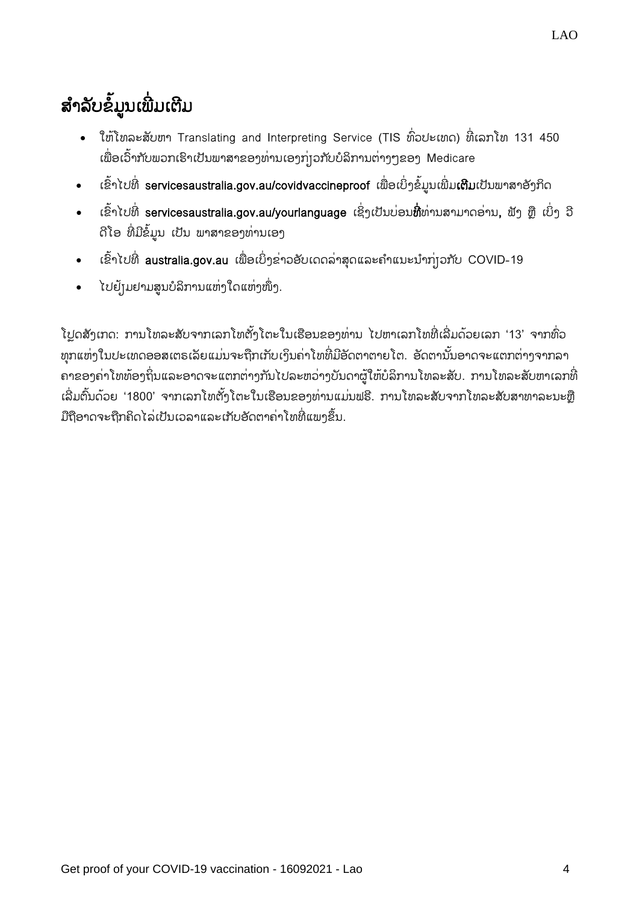# ສໍາລັບຂໍ້ມູນເພີ່ມເຕີມ

- ໃຫ້ໂທລະສັບຫາ Translating and Interpreting Service (TIS ທົ່ວປະເທດ) ທີ່ເລກໂທ 131 450 ເພື່ອເວົ້າກັບພວກເຮົາເປັນພາສາຂອງທ່ານເອງກ່ຽວກັບບໍລິການຕ່າງໆຂອງ Medicare
- ເຂົ້າໄປທີ່ **servicesaustralia.gov.au/covidvaccineproof** ເພື່ອເບິ່ງຂໍ້ມູນເພີ່ມ**ເຕີມ**ເປັນພາສາອັງກິດ
- ເຂົ້າໄປທີ່ **servicesaustralia.gov.au/yourlanguage** ເຊິ່ງເປັນບ່ອນ**ທີ່**ທ່ານສາມາດອ່ານ, ຟັງ ຫຼື ເບິ່ງ ວີດີໂອ ທີ່ມີຂໍ້ມູນ ເປັນ ພາສາຂອງທ່ານເອງ
- ເຂົ້າໄປທີ່ **australia.gov.au** ເພື່ອເບິ່ງຂ່າວອັບເດດລ່າສຸດແລະຄໍາແນະນໍາກ່ຽວກັບ COVID-19
- ໄປຢ້ຽມຢາມສູນບໍລິການແຫ່ງໃດແຫ່ງໜຶ່ງ.

ໂປຼດສັງເກດ: ການໂທລະສັບຈາກເລກໂທຕັ້ງໂຕະໃນເຮືອນຂອງທ່ານ ໄປຫາເລກໂທທີ່ເລີ່ມດ້ວຍເລກ '13' ຈາກທົ່ວທຸກແຫ່ງໃນປະເທດອອສເຕຣເລັຍແມ່ນຈະຖືກເກັບເງິນຄ່າໂທທີ່ມີອັດຕາຕາຍໂຕ. ອັດຕານັ້ນອາດຈະແຕກຕ່າງຈາກລາຄາຂອງຄ່າໂທທ້ອງຖິ່ນແລະອາດຈະແຕກຕ່າງກັນໄປລະຫວ່າງບັນດາຜູ້ໃຫ້ບໍລິການໂທລະສັບ. ການໂທລະສັບຫາເລກທີ່ເລີ່ມຕົ້ນດ້ວຍ '1800' ຈາກເລກໂທຕັ້ງໂຕະໃນເຮືອນຂອງທ່ານແມ່ນຟຣີ. ການໂທລະສັບຈາກໂທລະສັບສາທາລະນະຫຼືມືຖືອາດຈະຖືກຄິດໄລ່ເປັນເວລາແລະເກັບອັດຕາຄ່າໂທທີ່ແພງຂຶ້ນ.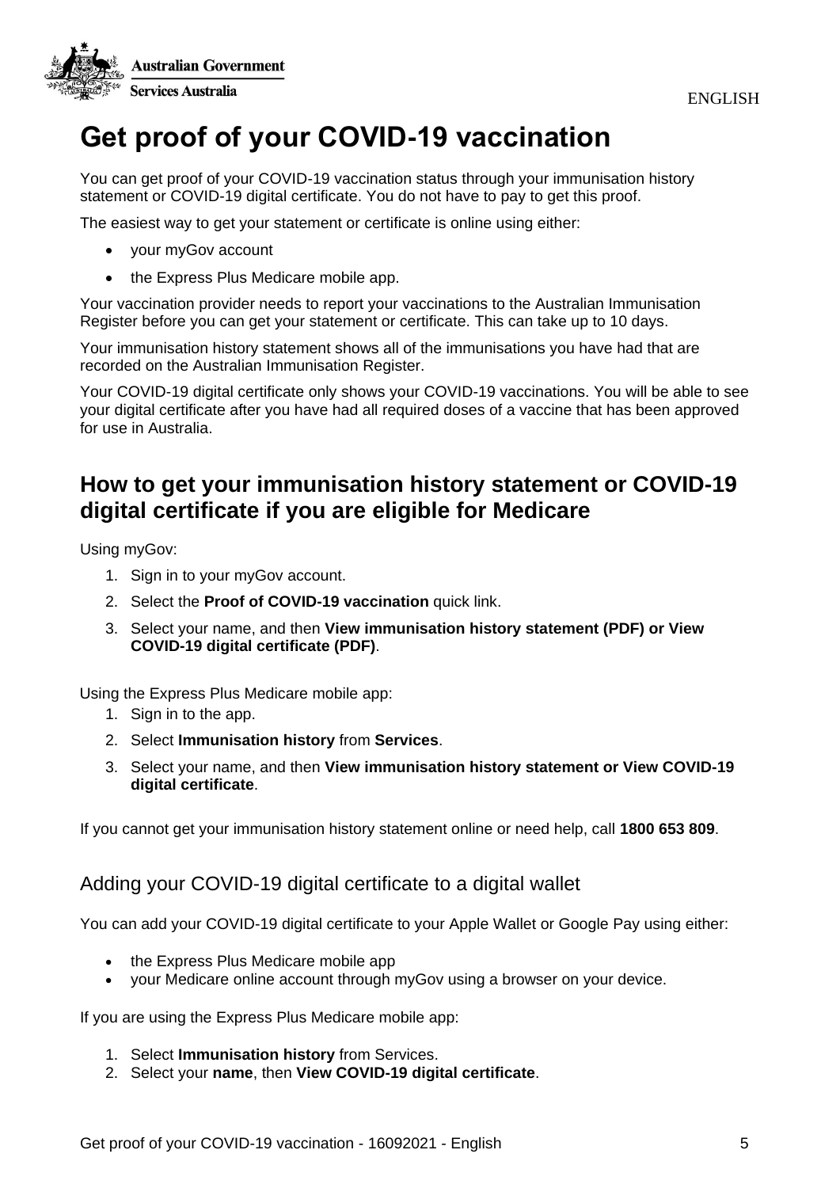Australian Government

Services Australia

ENGLISH

# Get proof of your COVID-19 vaccination

You can get proof of your COVID-19 vaccination status through your immunisation history statement or COVID-19 digital certificate. You do not have to pay to get this proof.

The easiest way to get your statement or certificate is online using either:

- your myGov account
- the Express Plus Medicare mobile app.

Your vaccination provider needs to report your vaccinations to the Australian Immunisation Register before you can get your statement or certificate. This can take up to 10 days.

Your immunisation history statement shows all of the immunisations you have had that are recorded on the Australian Immunisation Register.

Your COVID-19 digital certificate only shows your COVID-19 vaccinations. You will be able to see your digital certificate after you have had all required doses of a vaccine that has been approved for use in Australia.

## How to get your immunisation history statement or COVID-19 digital certificate if you are eligible for Medicare

Using myGov:

1. Sign in to your myGov account.
2. Select the **Proof of COVID-19 vaccination** quick link.
3. Select your name, and then **View immunisation history statement (PDF) or View COVID-19 digital certificate (PDF)**.

Using the Express Plus Medicare mobile app:

1. Sign in to the app.
2. Select **Immunisation history** from **Services**.
3. Select your name, and then **View immunisation history statement or View COVID-19 digital certificate**.

If you cannot get your immunisation history statement online or need help, call **1800 653 809**.

### Adding your COVID-19 digital certificate to a digital wallet

You can add your COVID-19 digital certificate to your Apple Wallet or Google Pay using either:

- the Express Plus Medicare mobile app
- your Medicare online account through myGov using a browser on your device.

If you are using the Express Plus Medicare mobile app:

1. Select **Immunisation history** from Services.
2. Select your **name**, then **View COVID-19 digital certificate**.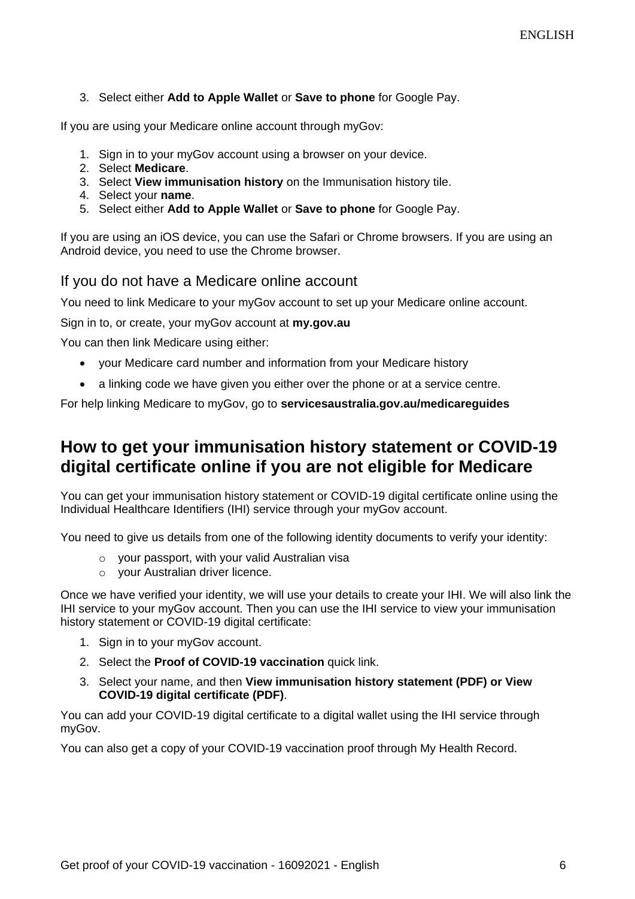3. Select either **Add to Apple Wallet** or **Save to phone** for Google Pay.

If you are using your Medicare online account through myGov:

1. Sign in to your myGov account using a browser on your device.
2. Select **Medicare**.
3. Select **View immunisation history** on the Immunisation history tile.
4. Select your **name**.
5. Select either **Add to Apple Wallet** or **Save to phone** for Google Pay.

If you are using an iOS device, you can use the Safari or Chrome browsers. If you are using an Android device, you need to use the Chrome browser.

### If you do not have a Medicare online account

You need to link Medicare to your myGov account to set up your Medicare online account.

Sign in to, or create, your myGov account at **my.gov.au**

You can then link Medicare using either:

- your Medicare card number and information from your Medicare history
- a linking code we have given you either over the phone or at a service centre.

For help linking Medicare to myGov, go to **servicesaustralia.gov.au/medicareguides**

## How to get your immunisation history statement or COVID-19 digital certificate online if you are not eligible for Medicare

You can get your immunisation history statement or COVID-19 digital certificate online using the Individual Healthcare Identifiers (IHI) service through your myGov account.

You need to give us details from one of the following identity documents to verify your identity:

- your passport, with your valid Australian visa
- your Australian driver licence.

Once we have verified your identity, we will use your details to create your IHI. We will also link the IHI service to your myGov account. Then you can use the IHI service to view your immunisation history statement or COVID-19 digital certificate:

1. Sign in to your myGov account.
2. Select the **Proof of COVID-19 vaccination** quick link.
3. Select your name, and then **View immunisation history statement (PDF) or View COVID-19 digital certificate (PDF)**.

You can add your COVID-19 digital certificate to a digital wallet using the IHI service through myGov.

You can also get a copy of your COVID-19 vaccination proof through My Health Record.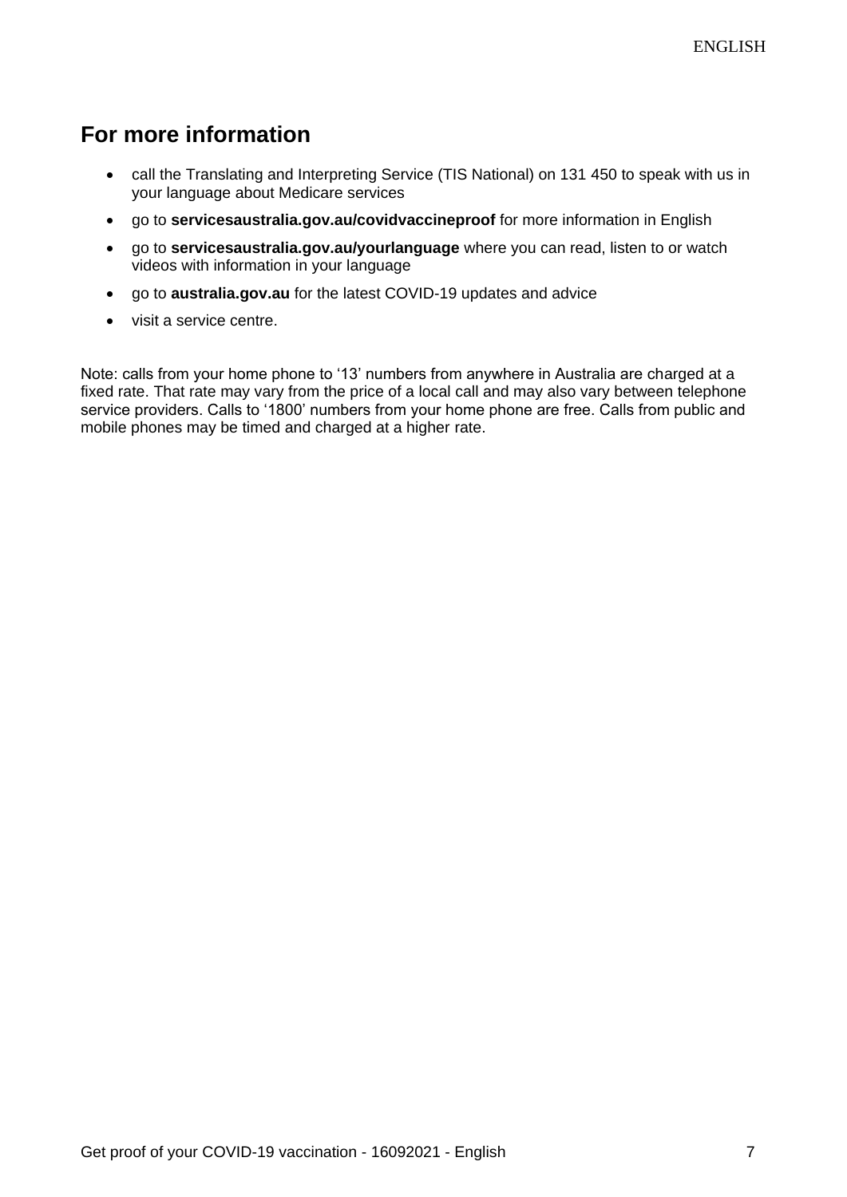## For more information

- call the Translating and Interpreting Service (TIS National) on 131 450 to speak with us in your language about Medicare services
- go to **servicesaustralia.gov.au/covidvaccineproof** for more information in English
- go to **servicesaustralia.gov.au/yourlanguage** where you can read, listen to or watch videos with information in your language
- go to **australia.gov.au** for the latest COVID-19 updates and advice
- visit a service centre.

Note: calls from your home phone to '13' numbers from anywhere in Australia are charged at a fixed rate. That rate may vary from the price of a local call and may also vary between telephone service providers. Calls to '1800' numbers from your home phone are free. Calls from public and mobile phones may be timed and charged at a higher rate.